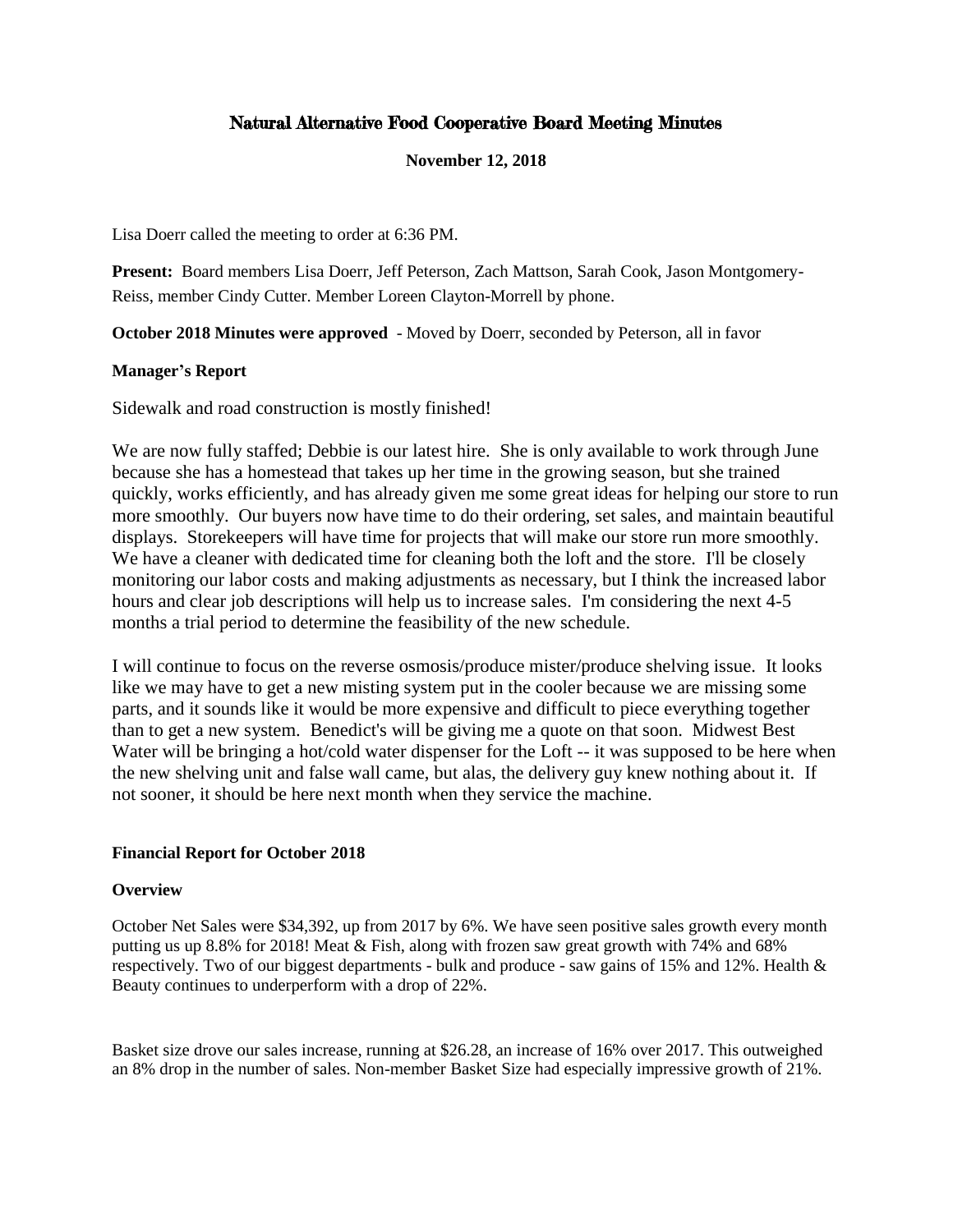# Natural Alternative Food Cooperative Board Meeting Minutes

**November 12, 2018**

Lisa Doerr called the meeting to order at 6:36 PM.

**Present:** Board members Lisa Doerr, Jeff Peterson, Zach Mattson, Sarah Cook, Jason Montgomery-Reiss, member Cindy Cutter. Member Loreen Clayton-Morrell by phone.

**October 2018 Minutes were approved** - Moved by Doerr, seconded by Peterson, all in favor

**Manager's Report**

Sidewalk and road construction is mostly finished!

We are now fully staffed; Debbie is our latest hire. She is only available to work through June because she has a homestead that takes up her time in the growing season, but she trained quickly, works efficiently, and has already given me some great ideas for helping our store to run more smoothly. Our buyers now have time to do their ordering, set sales, and maintain beautiful displays. Storekeepers will have time for projects that will make our store run more smoothly. We have a cleaner with dedicated time for cleaning both the loft and the store. I'll be closely monitoring our labor costs and making adjustments as necessary, but I think the increased labor hours and clear job descriptions will help us to increase sales. I'm considering the next 4-5 months a trial period to determine the feasibility of the new schedule.

I will continue to focus on the reverse osmosis/produce mister/produce shelving issue. It looks like we may have to get a new misting system put in the cooler because we are missing some parts, and it sounds like it would be more expensive and difficult to piece everything together than to get a new system. Benedict's will be giving me a quote on that soon. Midwest Best Water will be bringing a hot/cold water dispenser for the Loft -- it was supposed to be here when the new shelving unit and false wall came, but alas, the delivery guy knew nothing about it. If not sooner, it should be here next month when they service the machine.

**Financial Report for October 2018**

**Overview**

October Net Sales were $34,392, up from 2017 by 6%. We have seen positive sales growth every month putting us up 8.8% for 2018! Meat & Fish, along with frozen saw great growth with 74% and 68% respectively. Two of our biggest departments - bulk and produce - saw gains of 15% and 12%. Health & Beauty continues to underperform with a drop of 22%.

Basket size drove our sales increase, running at $26.28, an increase of 16% over 2017. This outweighed an 8% drop in the number of sales. Non-member Basket Size had especially impressive growth of 21%.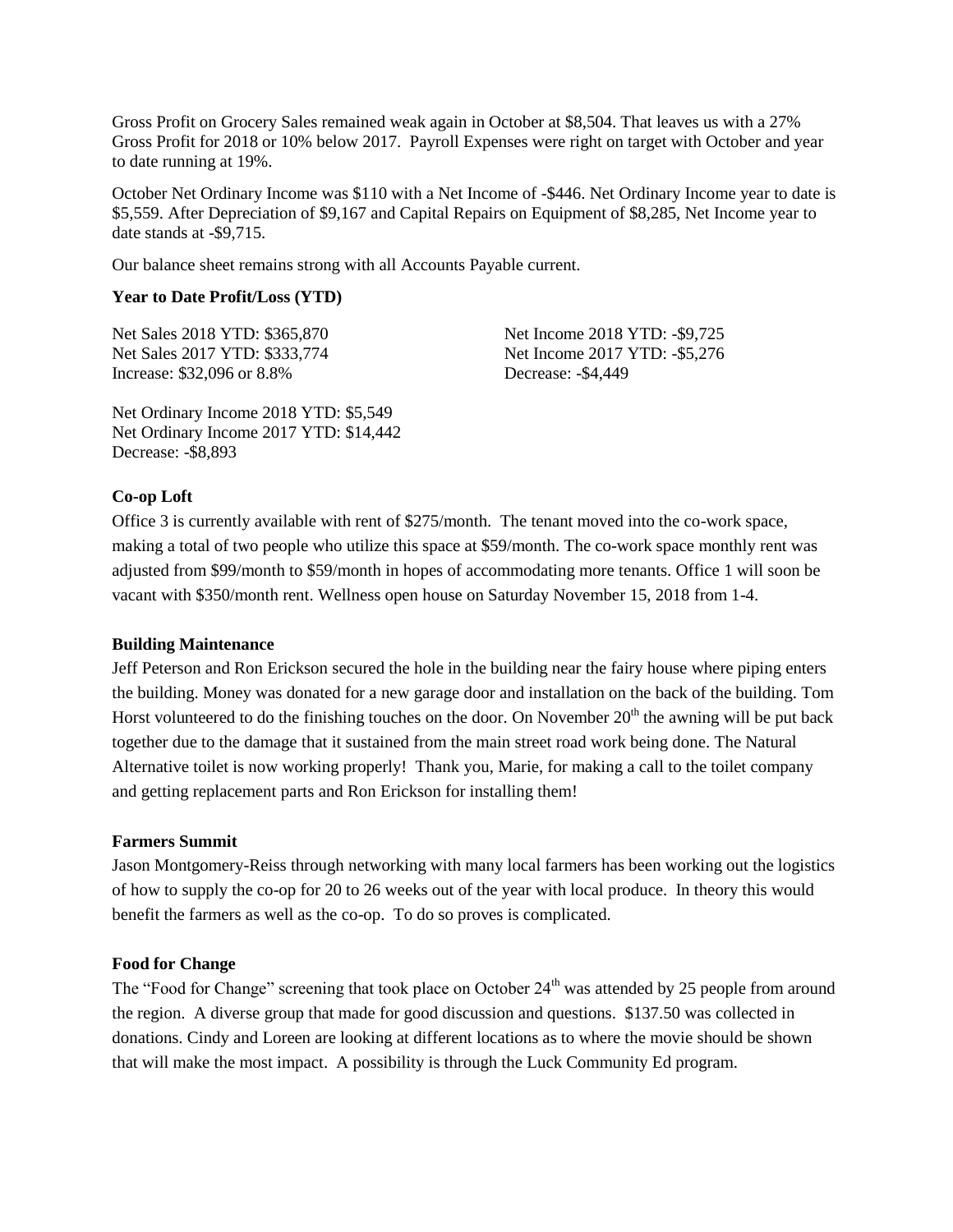Gross Profit on Grocery Sales remained weak again in October at $8,504. That leaves us with a 27% Gross Profit for 2018 or 10% below 2017. Payroll Expenses were right on target with October and year to date running at 19%.

October Net Ordinary Income was $110 with a Net Income of -$446. Net Ordinary Income year to date is $5,559. After Depreciation of $9,167 and Capital Repairs on Equipment of $8,285, Net Income year to date stands at -$9,715.

Our balance sheet remains strong with all Accounts Payable current.

**Year to Date Profit/Loss (YTD)**

Net Sales 2018 YTD: $365,870
Net Sales 2017 YTD: $333,774
Increase: $32,096 or 8.8%

Net Income 2018 YTD: -$9,725
Net Income 2017 YTD: -$5,276
Decrease: -$4,449

Net Ordinary Income 2018 YTD: $5,549
Net Ordinary Income 2017 YTD: $14,442
Decrease: -$8,893

**Co-op Loft**

Office 3 is currently available with rent of $275/month. The tenant moved into the co-work space, making a total of two people who utilize this space at $59/month. The co-work space monthly rent was adjusted from $99/month to $59/month in hopes of accommodating more tenants. Office 1 will soon be vacant with $350/month rent. Wellness open house on Saturday November 15, 2018 from 1-4.

**Building Maintenance**

Jeff Peterson and Ron Erickson secured the hole in the building near the fairy house where piping enters the building. Money was donated for a new garage door and installation on the back of the building. Tom Horst volunteered to do the finishing touches on the door. On November 20th the awning will be put back together due to the damage that it sustained from the main street road work being done. The Natural Alternative toilet is now working properly! Thank you, Marie, for making a call to the toilet company and getting replacement parts and Ron Erickson for installing them!

**Farmers Summit**

Jason Montgomery-Reiss through networking with many local farmers has been working out the logistics of how to supply the co-op for 20 to 26 weeks out of the year with local produce. In theory this would benefit the farmers as well as the co-op. To do so proves is complicated.

**Food for Change**

The "Food for Change" screening that took place on October 24th was attended by 25 people from around the region. A diverse group that made for good discussion and questions. $137.50 was collected in donations. Cindy and Loreen are looking at different locations as to where the movie should be shown that will make the most impact. A possibility is through the Luck Community Ed program.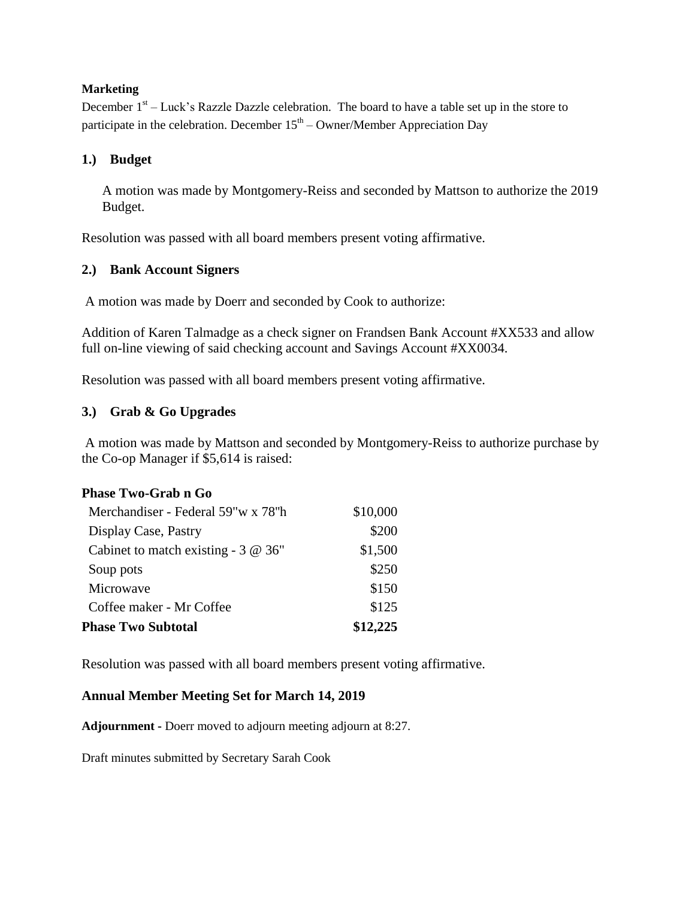**Marketing**

December 1st – Luck's Razzle Dazzle celebration. The board to have a table set up in the store to participate in the celebration. December 15th – Owner/Member Appreciation Day

### 1.) Budget

A motion was made by Montgomery-Reiss and seconded by Mattson to authorize the 2019 Budget.

Resolution was passed with all board members present voting affirmative.

### 2.) Bank Account Signers

A motion was made by Doerr and seconded by Cook to authorize:

Addition of Karen Talmadge as a check signer on Frandsen Bank Account #XX533 and allow full on-line viewing of said checking account and Savings Account #XX0034.

Resolution was passed with all board members present voting affirmative.

### 3.) Grab & Go Upgrades

A motion was made by Mattson and seconded by Montgomery-Reiss to authorize purchase by the Co-op Manager if $5,614 is raised:

| **Phase Two-Grab n Go** | |
| --- | --- |
| Merchandiser - Federal 59"w x 78"h | $10,000 |
| Display Case, Pastry | $200 |
| Cabinet to match existing - 3 @ 36" | $1,500 |
| Soup pots | $250 |
| Microwave | $150 |
| Coffee maker - Mr Coffee | $125 |
| **Phase Two Subtotal** | **$12,225** |

Resolution was passed with all board members present voting affirmative.

### Annual Member Meeting Set for March 14, 2019

**Adjournment** - Doerr moved to adjourn meeting adjourn at 8:27.

Draft minutes submitted by Secretary Sarah Cook